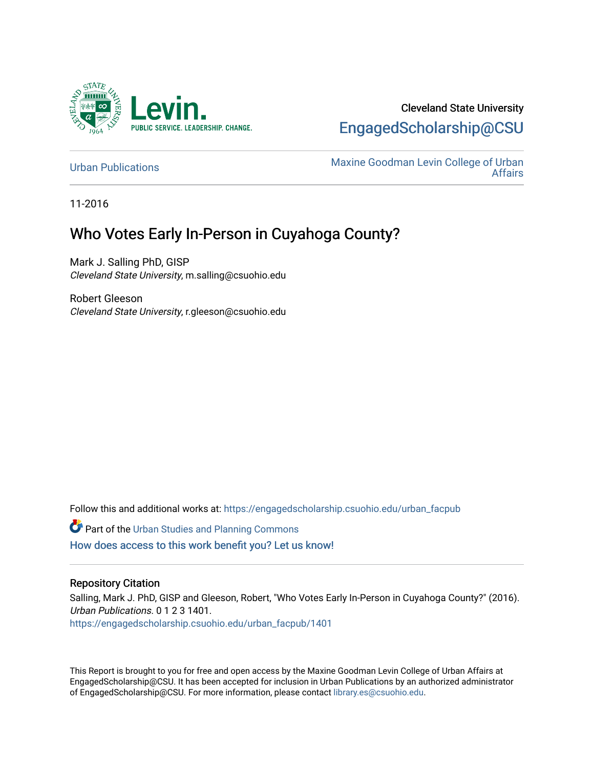Cleveland State University

EngagedScholarship@CSU

Urban Publications

Maxine Goodman Levin College of Urban Affairs

11-2016

# Who Votes Early In-Person in Cuyahoga County?

Mark J. Salling PhD, GISP
*Cleveland State University*, m.salling@csuohio.edu

Robert Gleeson
*Cleveland State University*, r.gleeson@csuohio.edu

Follow this and additional works at: https://engagedscholarship.csuohio.edu/urban_facpub

Part of the Urban Studies and Planning Commons

How does access to this work benefit you? Let us know!

### Repository Citation

Salling, Mark J. PhD, GISP and Gleeson, Robert, "Who Votes Early In-Person in Cuyahoga County?" (2016). *Urban Publications*. 0 1 2 3 1401.
https://engagedscholarship.csuohio.edu/urban_facpub/1401

This Report is brought to you for free and open access by the Maxine Goodman Levin College of Urban Affairs at EngagedScholarship@CSU. It has been accepted for inclusion in Urban Publications by an authorized administrator of EngagedScholarship@CSU. For more information, please contact library.es@csuohio.edu.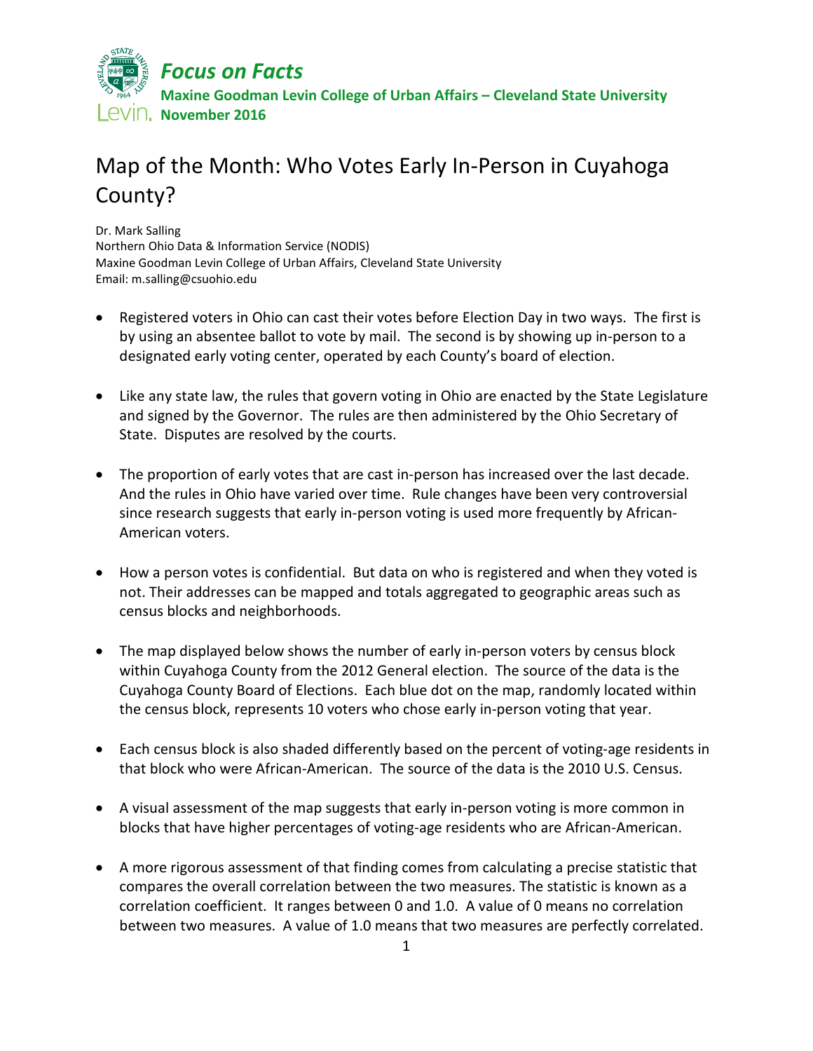Focus on Facts

Maxine Goodman Levin College of Urban Affairs – Cleveland State University

November 2016

# Map of the Month: Who Votes Early In-Person in Cuyahoga County?

Dr. Mark Salling
Northern Ohio Data & Information Service (NODIS)
Maxine Goodman Levin College of Urban Affairs, Cleveland State University
Email: m.salling@csuohio.edu

- Registered voters in Ohio can cast their votes before Election Day in two ways. The first is by using an absentee ballot to vote by mail. The second is by showing up in-person to a designated early voting center, operated by each County's board of election.

- Like any state law, the rules that govern voting in Ohio are enacted by the State Legislature and signed by the Governor. The rules are then administered by the Ohio Secretary of State. Disputes are resolved by the courts.

- The proportion of early votes that are cast in-person has increased over the last decade. And the rules in Ohio have varied over time. Rule changes have been very controversial since research suggests that early in-person voting is used more frequently by African-American voters.

- How a person votes is confidential. But data on who is registered and when they voted is not. Their addresses can be mapped and totals aggregated to geographic areas such as census blocks and neighborhoods.

- The map displayed below shows the number of early in-person voters by census block within Cuyahoga County from the 2012 General election. The source of the data is the Cuyahoga County Board of Elections. Each blue dot on the map, randomly located within the census block, represents 10 voters who chose early in-person voting that year.

- Each census block is also shaded differently based on the percent of voting-age residents in that block who were African-American. The source of the data is the 2010 U.S. Census.

- A visual assessment of the map suggests that early in-person voting is more common in blocks that have higher percentages of voting-age residents who are African-American.

- A more rigorous assessment of that finding comes from calculating a precise statistic that compares the overall correlation between the two measures. The statistic is known as a correlation coefficient. It ranges between 0 and 1.0. A value of 0 means no correlation between two measures. A value of 1.0 means that two measures are perfectly correlated.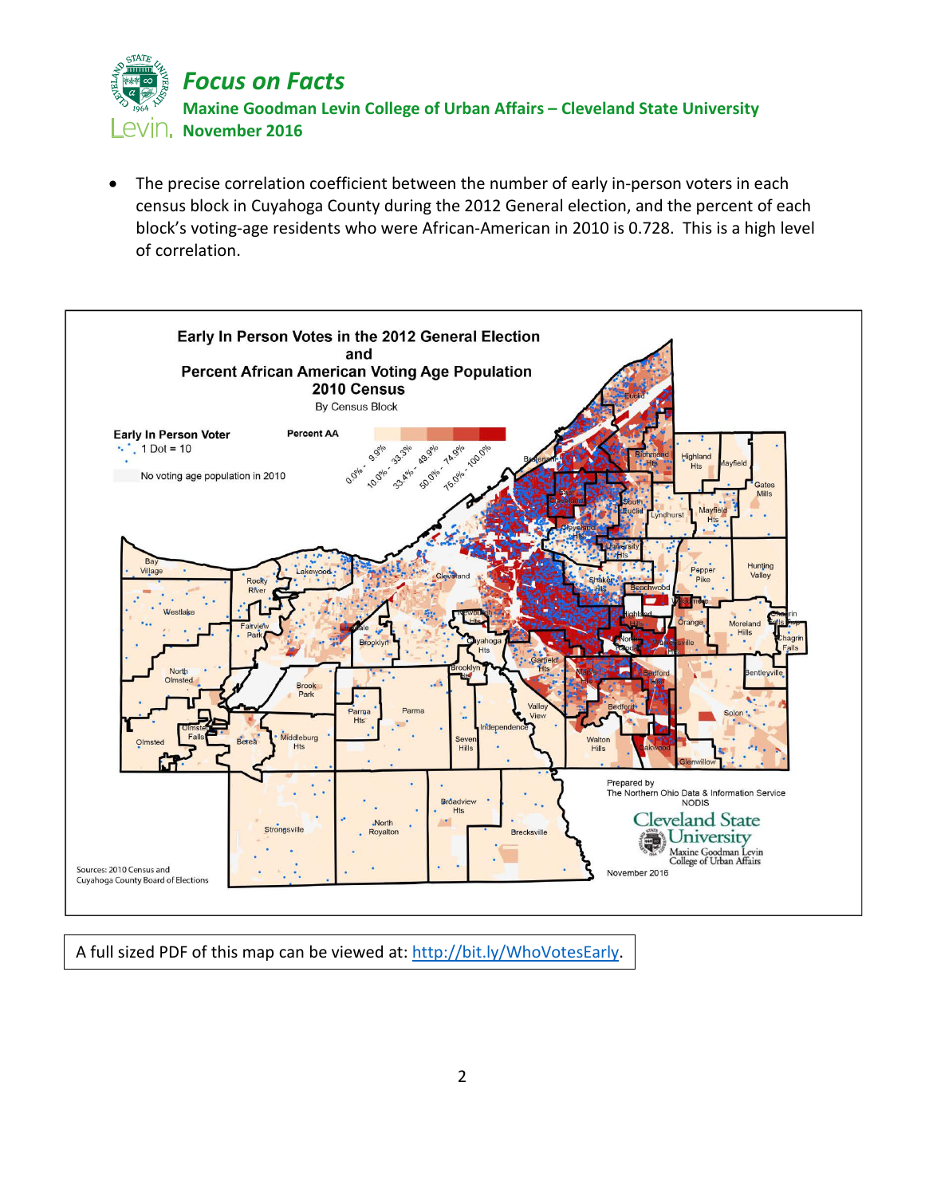- The precise correlation coefficient between the number of early in-person voters in each census block in Cuyahoga County during the 2012 General election, and the percent of each block's voting-age residents who were African-American in 2010 is 0.728. This is a high level of correlation.

Early In Person Votes in the 2012 General Election
and
Percent African American Voting Age Population
2010 Census
By Census Block

Early In Person Voter
1 Dot = 10

No voting age population in 2010

Percent AA
0.0% - 9.9%
10.0% - 33.3%
33.4% - 49.9%
50.0% - 74.9%
75.0% - 100.0%

Prepared by
The Northern Ohio Data & Information Service
NODIS

Cleveland State University
Maxine Goodman Levin
College of Urban Affairs

November 2016

Sources: 2010 Census and
Cuyahoga County Board of Elections

A full sized PDF of this map can be viewed at: [http://bit.ly/WhoVotesEarly](http://bit.ly/WhoVotesEarly).